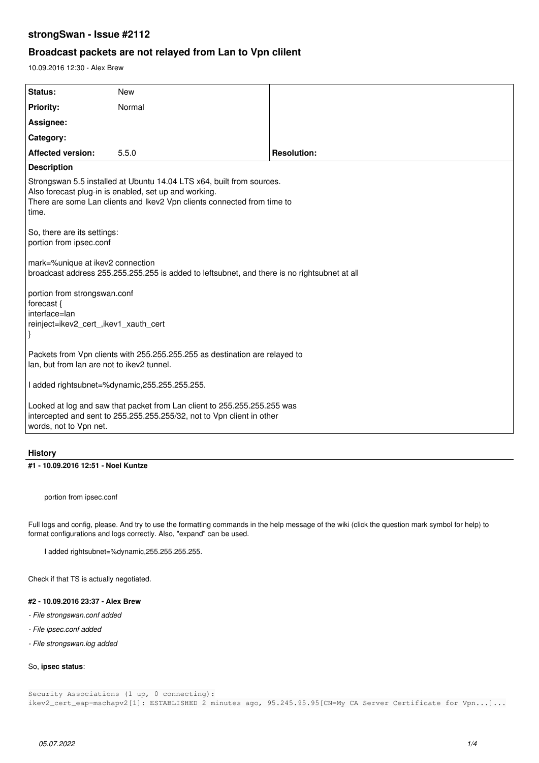# strongSwan - Issue #2112

## Broadcast packets are not relayed from Lan to Vpn clilent

10.09.2016 12:30 - Alex Brew

| | | |
|---|---|---|
| **Status:** | New | |
| **Priority:** | Normal | |
| **Assignee:** | | |
| **Category:** | | |
| **Affected version:** | 5.5.0 | **Resolution:** |

**Description**

Strongswan 5.5 installed at Ubuntu 14.04 LTS x64, built from sources.
Also forecast plug-in is enabled, set up and working.
There are some Lan clients and Ikev2 Vpn clients connected from time to time.

So, there are its settings:
portion from ipsec.conf

mark=%unique at ikev2 connection
broadcast address 255.255.255.255 is added to leftsubnet, and there is no rightsubnet at all

portion from strongswan.conf
forecast {
interface=lan
reinject=ikev2_cert_,ikev1_xauth_cert
}

Packets from Vpn clients with 255.255.255.255 as destination are relayed to lan, but from lan are not to ikev2 tunnel.

I added rightsubnet=%dynamic,255.255.255.255.

Looked at log and saw that packet from Lan client to 255.255.255.255 was intercepted and sent to 255.255.255.255/32, not to Vpn client in other words, not to Vpn net.

### History

#### #1 - 10.09.2016 12:51 - Noel Kuntze

> portion from ipsec.conf

Full logs and config, please. And try to use the formatting commands in the help message of the wiki (click the question mark symbol for help) to format configurations and logs correctly. Also, "expand" can be used.

> I added rightsubnet=%dynamic,255.255.255.255.

Check if that TS is actually negotiated.

#### #2 - 10.09.2016 23:37 - Alex Brew

- *File strongswan.conf added*
- *File ipsec.conf added*
- *File strongswan.log added*

So, **ipsec status**:

```
Security Associations (1 up, 0 connecting):
ikev2_cert_eap-mschapv2[1]: ESTABLISHED 2 minutes ago, 95.245.95.95[CN=My CA Server Certificate for Vpn...]...
```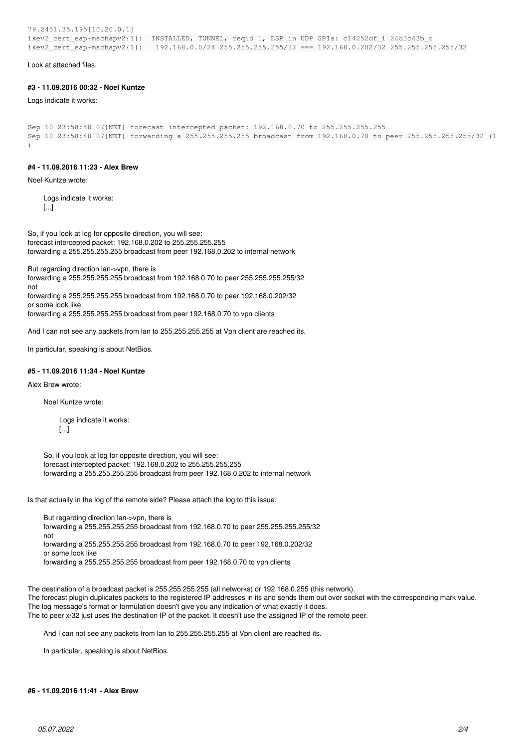```
79.2451.35.195[10.20.0.1]
ikev2_cert_eap-mschapv2{1}:  INSTALLED, TUNNEL, reqid 1, ESP in UDP SPIs: c14252df_i 24d3c43b_o
ikev2_cert_eap-mschapv2{1}:   192.168.0.0/24 255.255.255.255/32 === 192.168.0.202/32 255.255.255.255/32
```

Look at attached files.

#### #3 - 11.09.2016 00:32 - Noel Kuntze

Logs indicate it works:

```
Sep 10 23:58:40 07[NET] forecast intercepted packet: 192.168.0.70 to 255.255.255.255
Sep 10 23:58:40 07[NET] forwarding a 255.255.255.255 broadcast from 192.168.0.70 to peer 255.255.255.255/32 (1
)
```

#### #4 - 11.09.2016 11:23 - Alex Brew

Noel Kuntze wrote:

> Logs indicate it works:
> [...]

So, if you look at log for opposite direction, you will see:
forecast intercepted packet: 192.168.0.202 to 255.255.255.255
forwarding a 255.255.255.255 broadcast from peer 192.168.0.202 to internal network

But regarding direction lan->vpn, there is
forwarding a 255.255.255.255 broadcast from 192.168.0.70 to peer 255.255.255.255/32
not
forwarding a 255.255.255.255 broadcast from 192.168.0.70 to peer 192.168.0.202/32
or some look like
forwarding a 255.255.255.255 broadcast from peer 192.168.0.70 to vpn clients

And I can not see any packets from lan to 255.255.255.255 at Vpn client are reached its.

In particular, speaking is about NetBios.

#### #5 - 11.09.2016 11:34 - Noel Kuntze

Alex Brew wrote:

> Noel Kuntze wrote:
>
> > Logs indicate it works:
> > [...]
>
> So, if you look at log for opposite direction, you will see:
> forecast intercepted packet: 192.168.0.202 to 255.255.255.255
> forwarding a 255.255.255.255 broadcast from peer 192.168.0.202 to internal network

Is that actually in the log of the remote side? Please attach the log to this issue.

> But regarding direction lan->vpn, there is
> forwarding a 255.255.255.255 broadcast from 192.168.0.70 to peer 255.255.255.255/32
> not
> forwarding a 255.255.255.255 broadcast from 192.168.0.70 to peer 192.168.0.202/32
> or some look like
> forwarding a 255.255.255.255 broadcast from peer 192.168.0.70 to vpn clients

The destination of a broadcast packet is 255.255.255.255 (all networks) or 192.168.0.255 (this network).
The forecast plugin duplicates packets to the registered IP addresses in its and sends them out over socket with the corresponding mark value.
The log message's format or formulation doesn't give you any indication of what exactly it does.
The to peer x/32 just uses the destination IP of the packet. It doesn't use the assigned IP of the remote peer.

> And I can not see any packets from lan to 255.255.255.255 at Vpn client are reached its.
>
> In particular, speaking is about NetBios.

#### #6 - 11.09.2016 11:41 - Alex Brew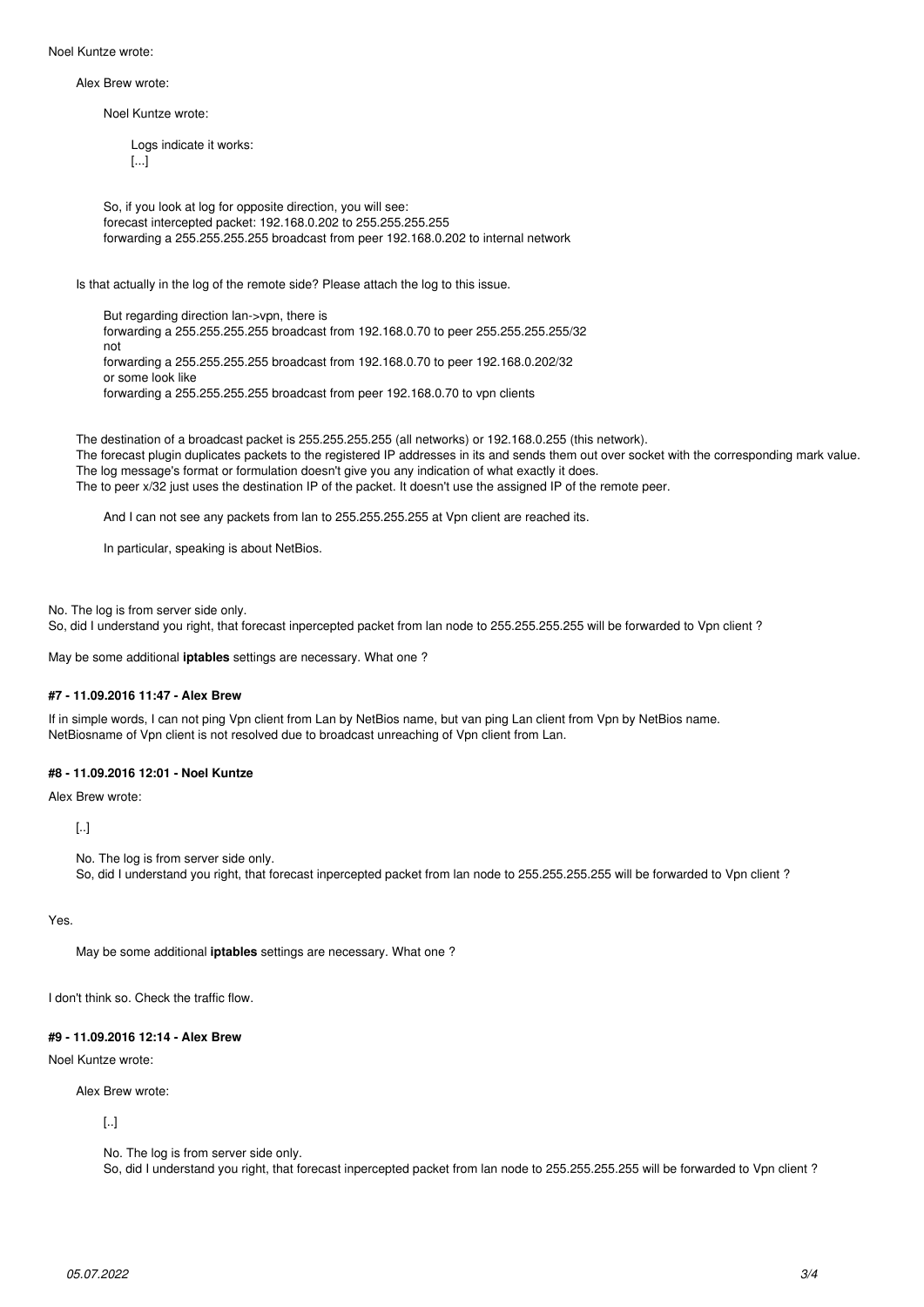Noel Kuntze wrote:

> Alex Brew wrote:
>
> > Noel Kuntze wrote:
> >
> > > Logs indicate it works:
> > > [...]
> >
> > So, if you look at log for opposite direction, you will see:
> > forecast intercepted packet: 192.168.0.202 to 255.255.255.255
> > forwarding a 255.255.255.255 broadcast from peer 192.168.0.202 to internal network
>
> Is that actually in the log of the remote side? Please attach the log to this issue.
>
> > But regarding direction lan->vpn, there is
> > forwarding a 255.255.255.255 broadcast from 192.168.0.70 to peer 255.255.255.255/32
> > not
> > forwarding a 255.255.255.255 broadcast from 192.168.0.70 to peer 192.168.0.202/32
> > or some look like
> > forwarding a 255.255.255.255 broadcast from peer 192.168.0.70 to vpn clients
>
> The destination of a broadcast packet is 255.255.255.255 (all networks) or 192.168.0.255 (this network).
> The forecast plugin duplicates packets to the registered IP addresses in its and sends them out over socket with the corresponding mark value.
> The log message's format or formulation doesn't give you any indication of what exactly it does.
> The to peer x/32 just uses the destination IP of the packet. It doesn't use the assigned IP of the remote peer.
>
> > And I can not see any packets from lan to 255.255.255.255 at Vpn client are reached its.
> >
> > In particular, speaking is about NetBios.

No. The log is from server side only.
So, did I understand you right, that forecast inpercepted packet from lan node to 255.255.255.255 will be forwarded to Vpn client ?

May be some additional **iptables** settings are necessary. What one ?

#### #7 - 11.09.2016 11:47 - Alex Brew

If in simple words, I can not ping Vpn client from Lan by NetBios name, but van ping Lan client from Vpn by NetBios name.
NetBiosname of Vpn client is not resolved due to broadcast unreaching of Vpn client from Lan.

#### #8 - 11.09.2016 12:01 - Noel Kuntze

Alex Brew wrote:

> [..]
>
> No. The log is from server side only.
> So, did I understand you right, that forecast inpercepted packet from lan node to 255.255.255.255 will be forwarded to Vpn client ?

Yes.

> May be some additional **iptables** settings are necessary. What one ?

I don't think so. Check the traffic flow.

#### #9 - 11.09.2016 12:14 - Alex Brew

Noel Kuntze wrote:

> Alex Brew wrote:
>
> > [..]
> >
> > No. The log is from server side only.
> > So, did I understand you right, that forecast inpercepted packet from lan node to 255.255.255.255 will be forwarded to Vpn client ?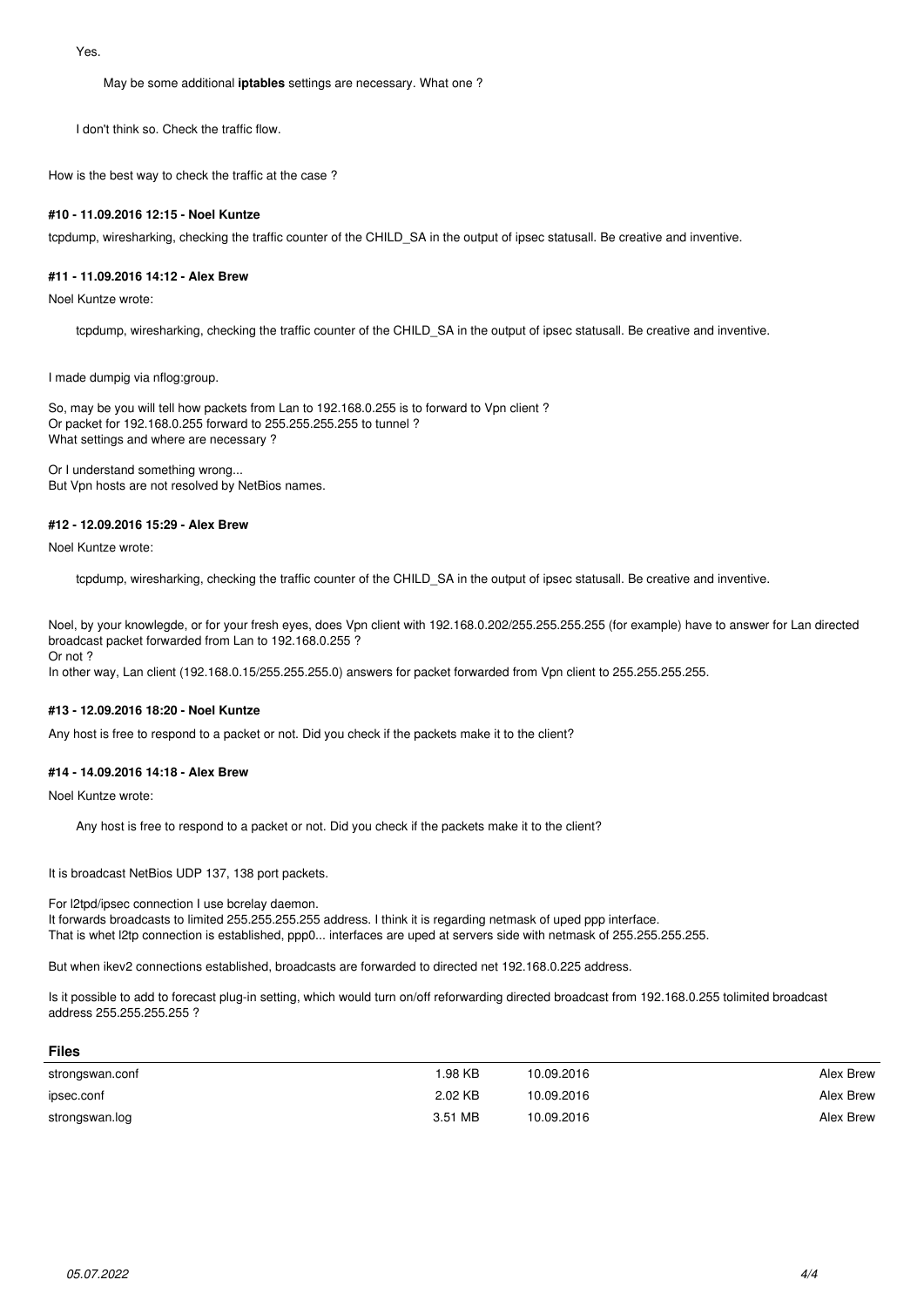Yes.

> May be some additional **iptables** settings are necessary. What one ?

> I don't think so. Check the traffic flow.

How is the best way to check the traffic at the case ?

#### #10 - 11.09.2016 12:15 - Noel Kuntze

tcpdump, wiresharking, checking the traffic counter of the CHILD_SA in the output of ipsec statusall. Be creative and inventive.

#### #11 - 11.09.2016 14:12 - Alex Brew

Noel Kuntze wrote:

> tcpdump, wiresharking, checking the traffic counter of the CHILD_SA in the output of ipsec statusall. Be creative and inventive.

I made dumpig via nflog:group.

So, may be you will tell how packets from Lan to 192.168.0.255 is to forward to Vpn client ?
Or packet for 192.168.0.255 forward to 255.255.255.255 to tunnel ?
What settings and where are necessary ?

Or I understand something wrong...
But Vpn hosts are not resolved by NetBios names.

#### #12 - 12.09.2016 15:29 - Alex Brew

Noel Kuntze wrote:

> tcpdump, wiresharking, checking the traffic counter of the CHILD_SA in the output of ipsec statusall. Be creative and inventive.

Noel, by your knowlegde, or for your fresh eyes, does Vpn client with 192.168.0.202/255.255.255.255 (for example) have to answer for Lan directed broadcast packet forwarded from Lan to 192.168.0.255 ?
Or not ?
In other way, Lan client (192.168.0.15/255.255.255.0) answers for packet forwarded from Vpn client to 255.255.255.255.

#### #13 - 12.09.2016 18:20 - Noel Kuntze

Any host is free to respond to a packet or not. Did you check if the packets make it to the client?

#### #14 - 14.09.2016 14:18 - Alex Brew

Noel Kuntze wrote:

> Any host is free to respond to a packet or not. Did you check if the packets make it to the client?

It is broadcast NetBios UDP 137, 138 port packets.

For l2tpd/ipsec connection I use bcrelay daemon.
It forwards broadcasts to limited 255.255.255.255 address. I think it is regarding netmask of uped ppp interface.
That is whet l2tp connection is established, ppp0... interfaces are uped at servers side with netmask of 255.255.255.255.

But when ikev2 connections established, broadcasts are forwarded to directed net 192.168.0.225 address.

Is it possible to add to forecast plug-in setting, which would turn on/off reforwarding directed broadcast from 192.168.0.255 tolimited broadcast address 255.255.255.255 ?

### Files

| | | | |
|---|---|---|---|
| strongswan.conf | 1.98 KB | 10.09.2016 | Alex Brew |
| ipsec.conf | 2.02 KB | 10.09.2016 | Alex Brew |
| strongswan.log | 3.51 MB | 10.09.2016 | Alex Brew |